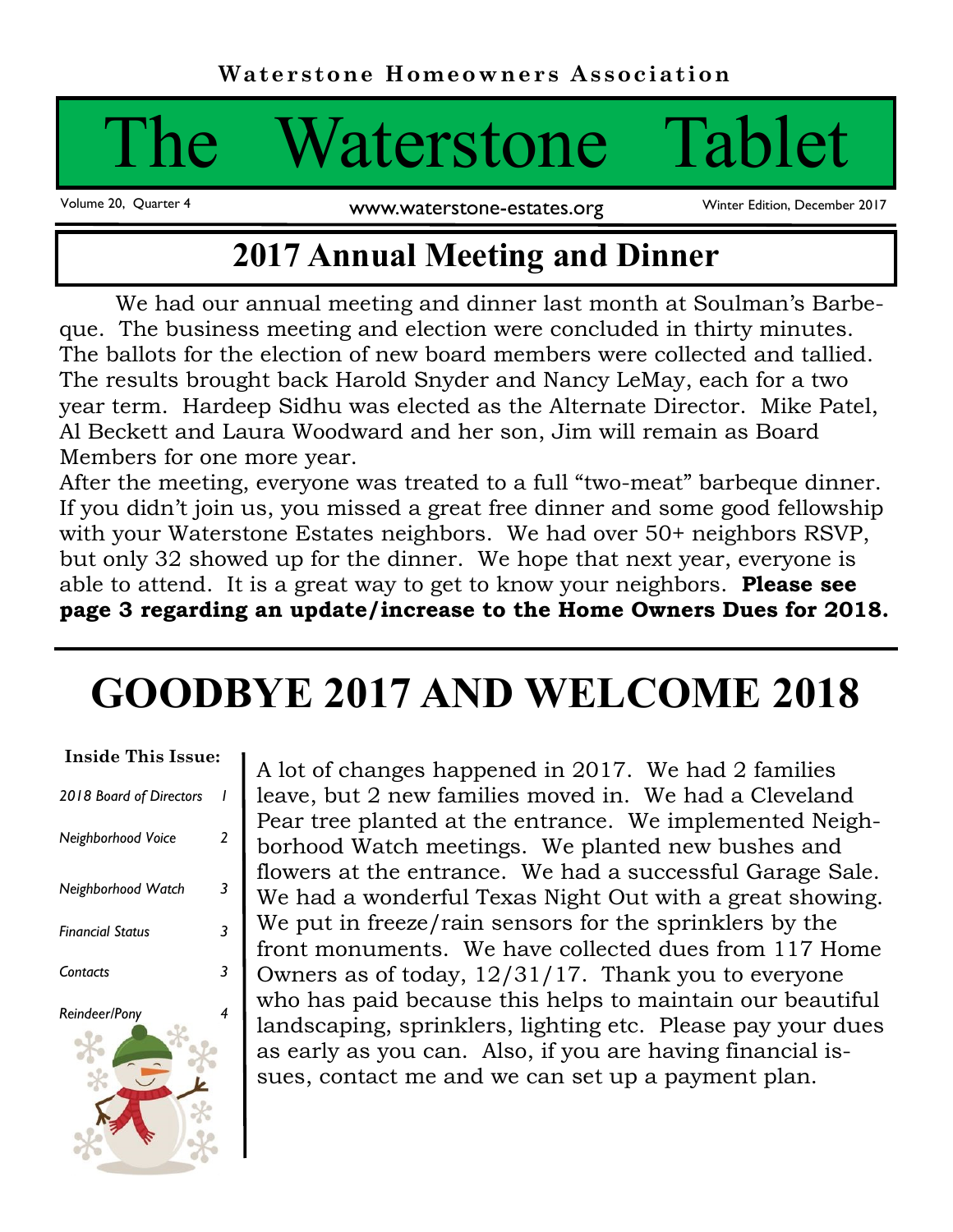**Waterstone Homeowners Association**

# The Waterstone Tablet

Volume 20, Quarter 4 | www.waterstone-estates.org | Winter Edition, December 2017

## 2017 Annual Meeting and Dinner

We had our annual meeting and dinner last month at Soulman's Barbeque. The business meeting and election were concluded in thirty minutes. The ballots for the election of new board members were collected and tallied. The results brought back Harold Snyder and Nancy LeMay, each for a two year term. Hardeep Sidhu was elected as the Alternate Director. Mike Patel, Al Beckett and Laura Woodward and her son, Jim will remain as Board Members for one more year.

After the meeting, everyone was treated to a full "two-meat" barbeque dinner. If you didn't join us, you missed a great free dinner and some good fellowship with your Waterstone Estates neighbors. We had over 50+ neighbors RSVP, but only 32 showed up for the dinner. We hope that next year, everyone is able to attend. It is a great way to get to know your neighbors. **Please see page 3 regarding an update/increase to the Home Owners Dues for 2018.**

# GOODBYE 2017 AND WELCOME 2018

**Inside This Issue:**

| | |
|---|---|
| *2018 Board of Directors* | *1* |
| *Neighborhood Voice* | *2* |
| *Neighborhood Watch* | *3* |
| *Financial Status* | *3* |
| *Contacts* | *3* |
| *Reindeer/Pony* | *4* |

A lot of changes happened in 2017. We had 2 families leave, but 2 new families moved in. We had a Cleveland Pear tree planted at the entrance. We implemented Neighborhood Watch meetings. We planted new bushes and flowers at the entrance. We had a successful Garage Sale. We had a wonderful Texas Night Out with a great showing. We put in freeze/rain sensors for the sprinklers by the front monuments. We have collected dues from 117 Home Owners as of today, 12/31/17. Thank you to everyone who has paid because this helps to maintain our beautiful landscaping, sprinklers, lighting etc. Please pay your dues as early as you can. Also, if you are having financial issues, contact me and we can set up a payment plan.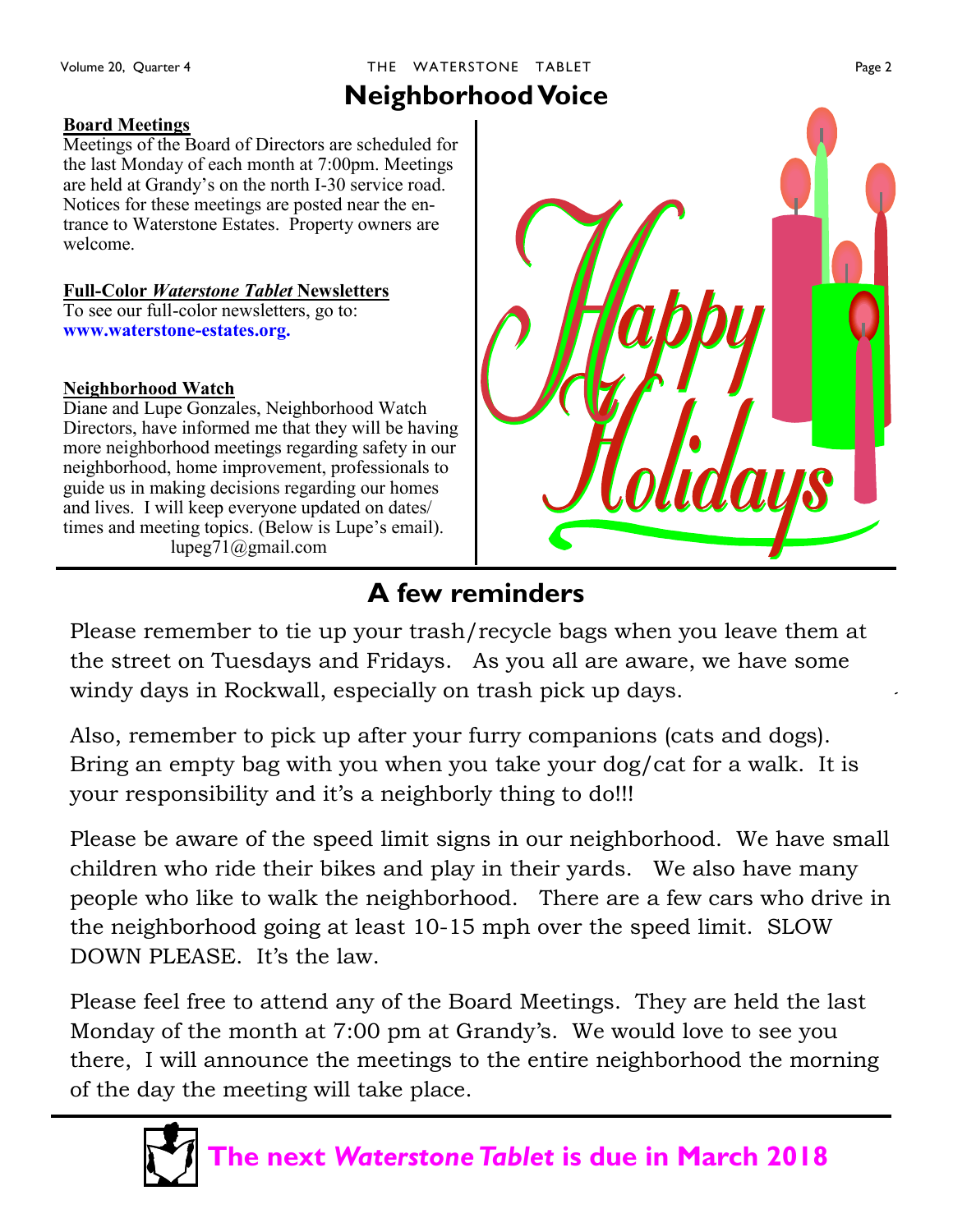# Neighborhood Voice

**Board Meetings**

Meetings of the Board of Directors are scheduled for the last Monday of each month at 7:00pm. Meetings are held at Grandy's on the north I-30 service road. Notices for these meetings are posted near the entrance to Waterstone Estates. Property owners are welcome.

**Full-Color *Waterstone Tablet* Newsletters**

To see our full-color newsletters, go to: **www.waterstone-estates.org.**

**Neighborhood Watch**

Diane and Lupe Gonzales, Neighborhood Watch Directors, have informed me that they will be having more neighborhood meetings regarding safety in our neighborhood, home improvement, professionals to guide us in making decisions regarding our homes and lives. I will keep everyone updated on dates/ times and meeting topics. (Below is Lupe's email).

lupeg71@gmail.com

Happy Holidays

## A few reminders

Please remember to tie up your trash/recycle bags when you leave them at the street on Tuesdays and Fridays. As you all are aware, we have some windy days in Rockwall, especially on trash pick up days.

Also, remember to pick up after your furry companions (cats and dogs). Bring an empty bag with you when you take your dog/cat for a walk. It is your responsibility and it's a neighborly thing to do!!!

Please be aware of the speed limit signs in our neighborhood. We have small children who ride their bikes and play in their yards. We also have many people who like to walk the neighborhood. There are a few cars who drive in the neighborhood going at least 10-15 mph over the speed limit. SLOW DOWN PLEASE. It's the law.

Please feel free to attend any of the Board Meetings. They are held the last Monday of the month at 7:00 pm at Grandy's. We would love to see you there, I will announce the meetings to the entire neighborhood the morning of the day the meeting will take place.

**The next *Waterstone Tablet* is due in March 2018**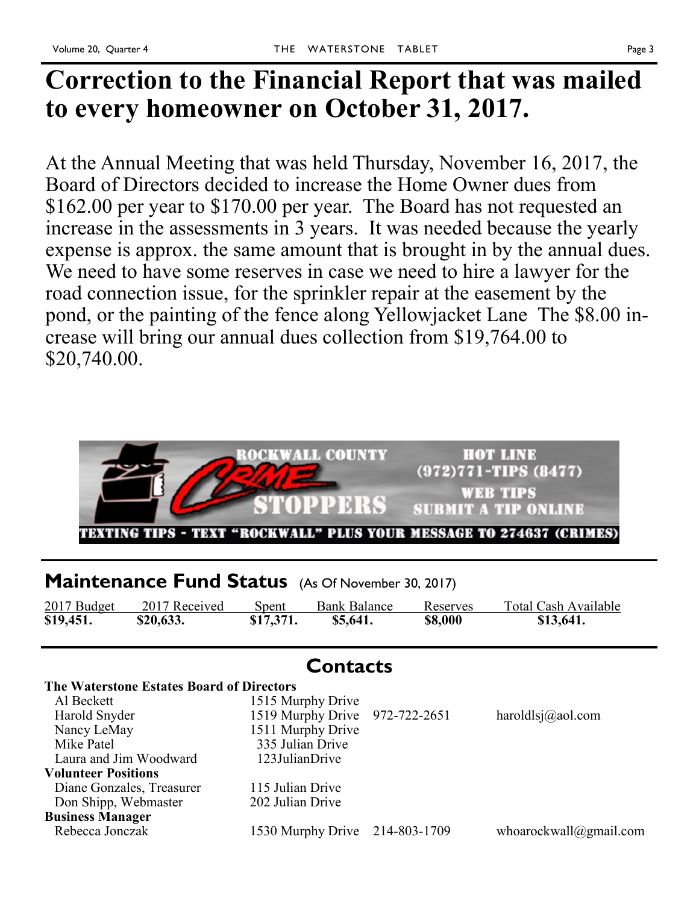# Correction to the Financial Report that was mailed to every homeowner on October 31, 2017.

At the Annual Meeting that was held Thursday, November 16, 2017, the Board of Directors decided to increase the Home Owner dues from $162.00 per year to $170.00 per year. The Board has not requested an increase in the assessments in 3 years. It was needed because the yearly expense is approx. the same amount that is brought in by the annual dues. We need to have some reserves in case we need to hire a lawyer for the road connection issue, for the sprinkler repair at the easement by the pond, or the painting of the fence along Yellowjacket Lane The $8.00 increase will bring our annual dues collection from $19,764.00 to $20,740.00.

ROCKWALL COUNTY CRIME STOPPERS

HOT LINE (972)771-TIPS (8477)

WEB TIPS SUBMIT A TIP ONLINE

TEXTING TIPS - TEXT "ROCKWALL" PLUS YOUR MESSAGE TO 274637 (CRIMES)

## Maintenance Fund Status (As Of November 30, 2017)

| 2017 Budget | 2017 Received | Spent | Bank Balance | Reserves | Total Cash Available |
|---|---|---|---|---|---|
| **$19,451.** | **$20,633.** | **$17,371.** | **$5,641.** | **$8,000** | **$13,641.** |

## Contacts

**The Waterstone Estates Board of Directors**

| | | | |
|---|---|---|---|
| Al Beckett | 1515 Murphy Drive | | |
| Harold Snyder | 1519 Murphy Drive | 972-722-2651 | haroldlsj@aol.com |
| Nancy LeMay | 1511 Murphy Drive | | |
| Mike Patel | 335 Julian Drive | | |
| Laura and Jim Woodward | 123JulianDrive | | |

**Volunteer Positions**

| | |
|---|---|
| Diane Gonzales, Treasurer | 115 Julian Drive |
| Don Shipp, Webmaster | 202 Julian Drive |

**Business Manager**

| | | | |
|---|---|---|---|
| Rebecca Jonczak | 1530 Murphy Drive | 214-803-1709 | whoarockwall@gmail.com |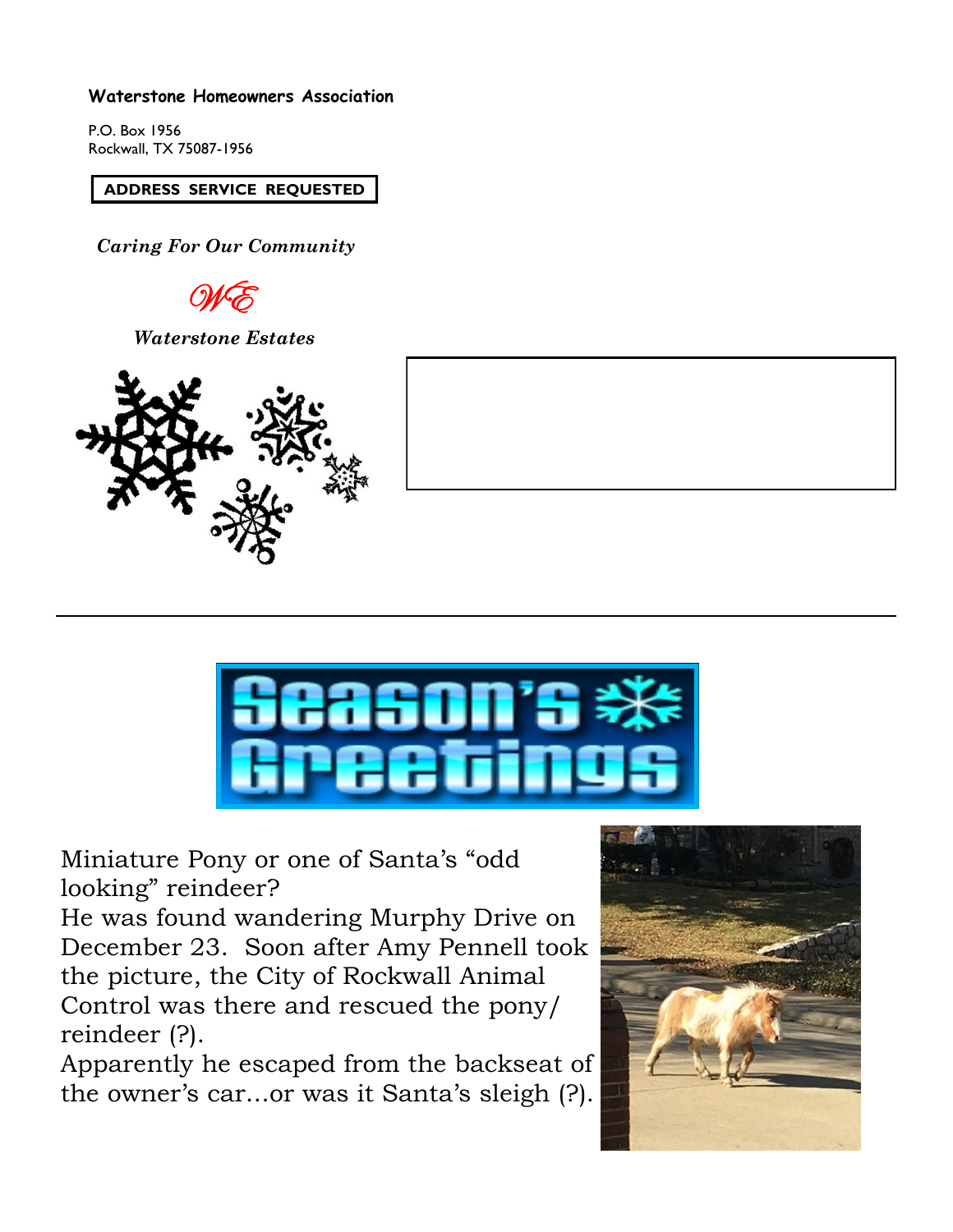**Waterstone Homeowners Association**

P.O. Box 1956
Rockwall, TX 75087-1956

**ADDRESS SERVICE REQUESTED**

***Caring For Our Community***

*WE*

***Waterstone Estates***

---

# Season's Greetings

Miniature Pony or one of Santa's "odd looking" reindeer?
He was found wandering Murphy Drive on December 23. Soon after Amy Pennell took the picture, the City of Rockwall Animal Control was there and rescued the pony/ reindeer (?).
Apparently he escaped from the backseat of the owner's car…or was it Santa's sleigh (?).